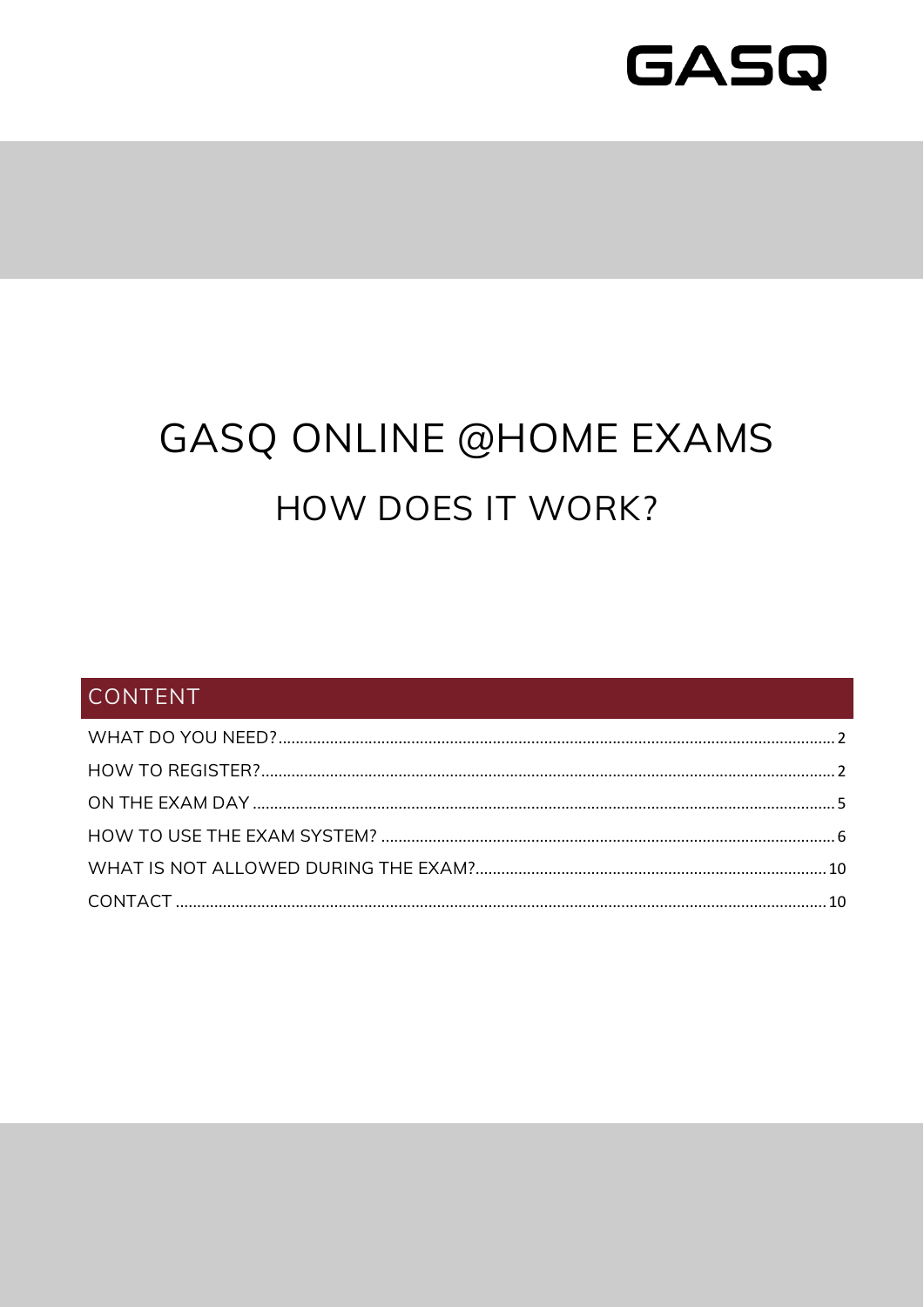GASQ

# GASQ ONLINE @HOME EXAMS

## HOW DOES IT WORK?

## CONTENT

- WHAT DO YOU NEED? .... 2
- HOW TO REGISTER? .... 2
- ON THE EXAM DAY .... 5
- HOW TO USE THE EXAM SYSTEM? .... 6
- WHAT IS NOT ALLOWED DURING THE EXAM? .... 10
- CONTACT .... 10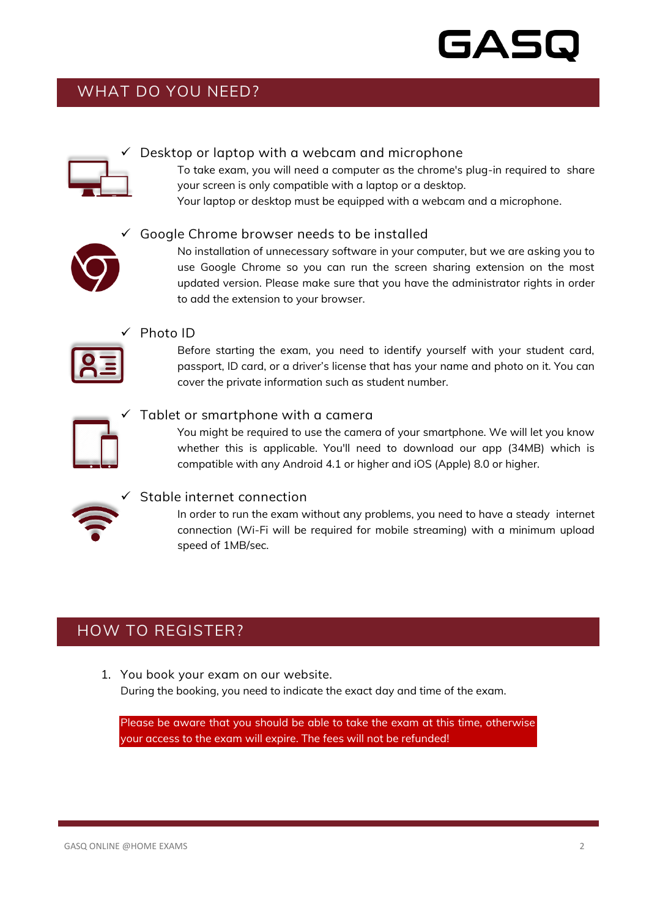## WHAT DO YOU NEED?

- ✓ Desktop or laptop with a webcam and microphone

  To take exam, you will need a computer as the chrome's plug-in required to share your screen is only compatible with a laptop or a desktop.

  Your laptop or desktop must be equipped with a webcam and a microphone.

- ✓ Google Chrome browser needs to be installed

  No installation of unnecessary software in your computer, but we are asking you to use Google Chrome so you can run the screen sharing extension on the most updated version. Please make sure that you have the administrator rights in order to add the extension to your browser.

- ✓ Photo ID

  Before starting the exam, you need to identify yourself with your student card, passport, ID card, or a driver's license that has your name and photo on it. You can cover the private information such as student number.

- ✓ Tablet or smartphone with a camera

  You might be required to use the camera of your smartphone. We will let you know whether this is applicable. You'll need to download our app (34MB) which is compatible with any Android 4.1 or higher and iOS (Apple) 8.0 or higher.

- ✓ Stable internet connection

  In order to run the exam without any problems, you need to have a steady internet connection (Wi-Fi will be required for mobile streaming) with a minimum upload speed of 1MB/sec.

## HOW TO REGISTER?

1. You book your exam on our website.

   During the booking, you need to indicate the exact day and time of the exam.

   **Please be aware that you should be able to take the exam at this time, otherwise your access to the exam will expire. The fees will not be refunded!**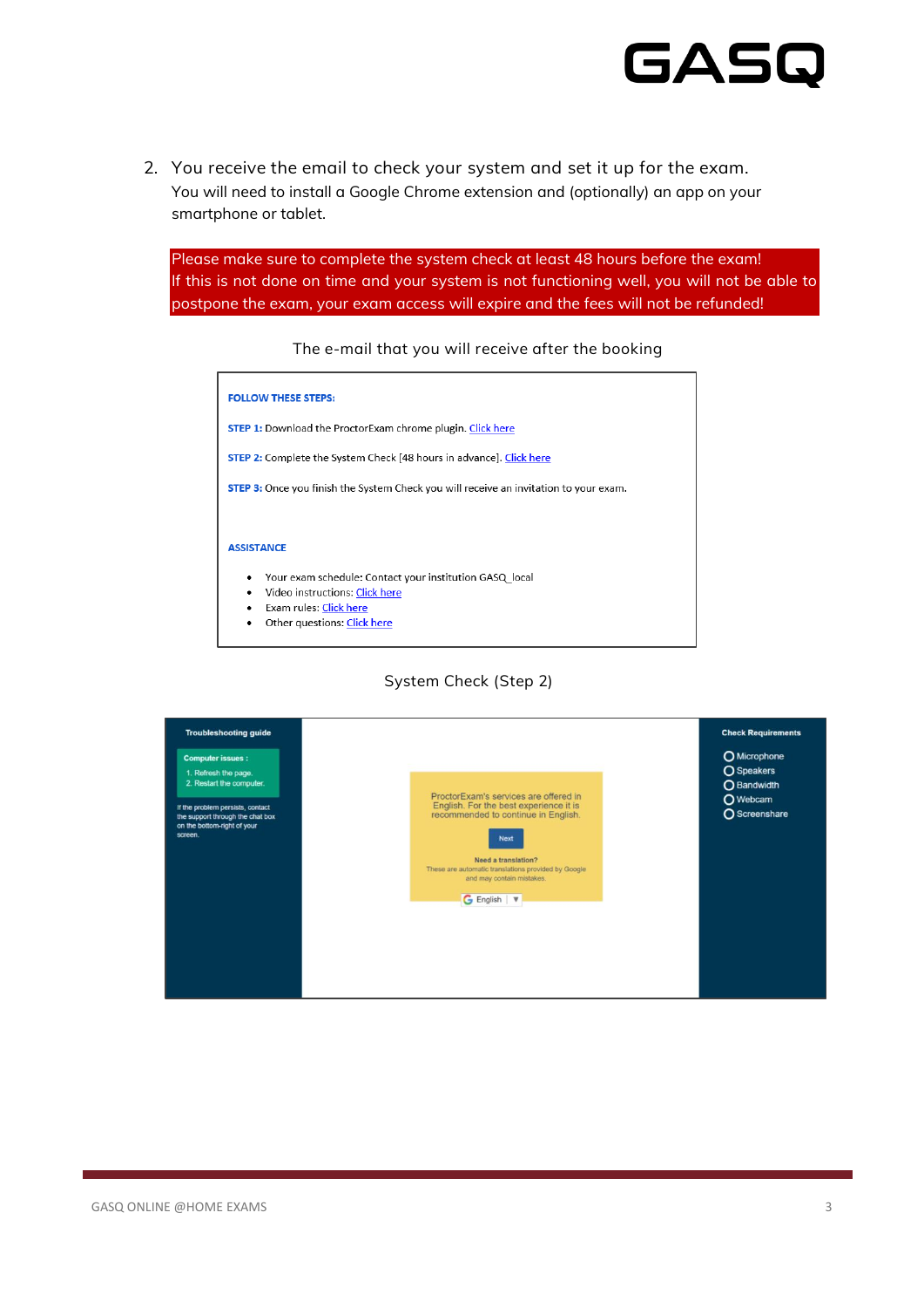2. You receive the email to check your system and set it up for the exam.
   You will need to install a Google Chrome extension and (optionally) an app on your smartphone or tablet.

**Please make sure to complete the system check at least 48 hours before the exam! If this is not done on time and your system is not functioning well, you will not be able to postpone the exam, your exam access will expire and the fees will not be refunded!**

The e-mail that you will receive after the booking

**FOLLOW THESE STEPS:**

**STEP 1:** Download the ProctorExam chrome plugin. Click here

**STEP 2:** Complete the System Check [48 hours in advance]. Click here

**STEP 3:** Once you finish the System Check you will receive an invitation to your exam.

**ASSISTANCE**

- Your exam schedule: Contact your institution GASQ_local
- Video instructions: Click here
- Exam rules: Click here
- Other questions: Click here

System Check (Step 2)

**Troubleshooting guide**

**Computer issues :**
1. Refresh the page.
2. Restart the computer.

If the problem persists, contact the support through the chat box on the bottom-right of your screen.

ProctorExam's services are offered in English. For the best experience it is recommended to continue in English.

Next

**Need a translation?**
These are automatic translations provided by Google and may contain mistakes.

English

**Check Requirements**

- Microphone
- Speakers
- Bandwidth
- Webcam
- Screenshare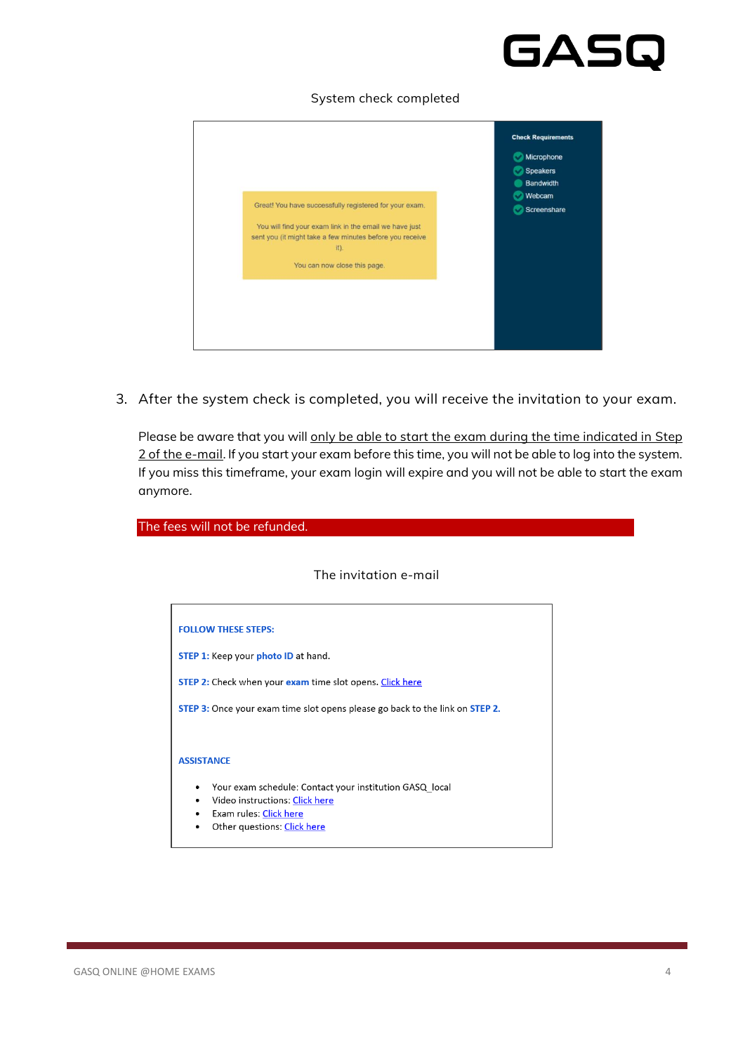System check completed

Check Requirements

- Microphone
- Speakers
- Bandwidth
- Webcam
- Screenshare

Great! You have successfully registered for your exam.

You will find your exam link in the email we have just sent you (it might take a few minutes before you receive it).

You can now close this page.

3. After the system check is completed, you will receive the invitation to your exam.

   Please be aware that you will only be able to start the exam during the time indicated in Step 2 of the e-mail. If you start your exam before this time, you will not be able to log into the system. If you miss this timeframe, your exam login will expire and you will not be able to start the exam anymore.

   The fees will not be refunded.

The invitation e-mail

**FOLLOW THESE STEPS:**

**STEP 1:** Keep your **photo ID** at hand.

**STEP 2:** Check when your **exam** time slot opens. Click here

**STEP 3:** Once your exam time slot opens please go back to the link on **STEP 2.**

**ASSISTANCE**

- Your exam schedule: Contact your institution GASQ_local
- Video instructions: Click here
- Exam rules: Click here
- Other questions: Click here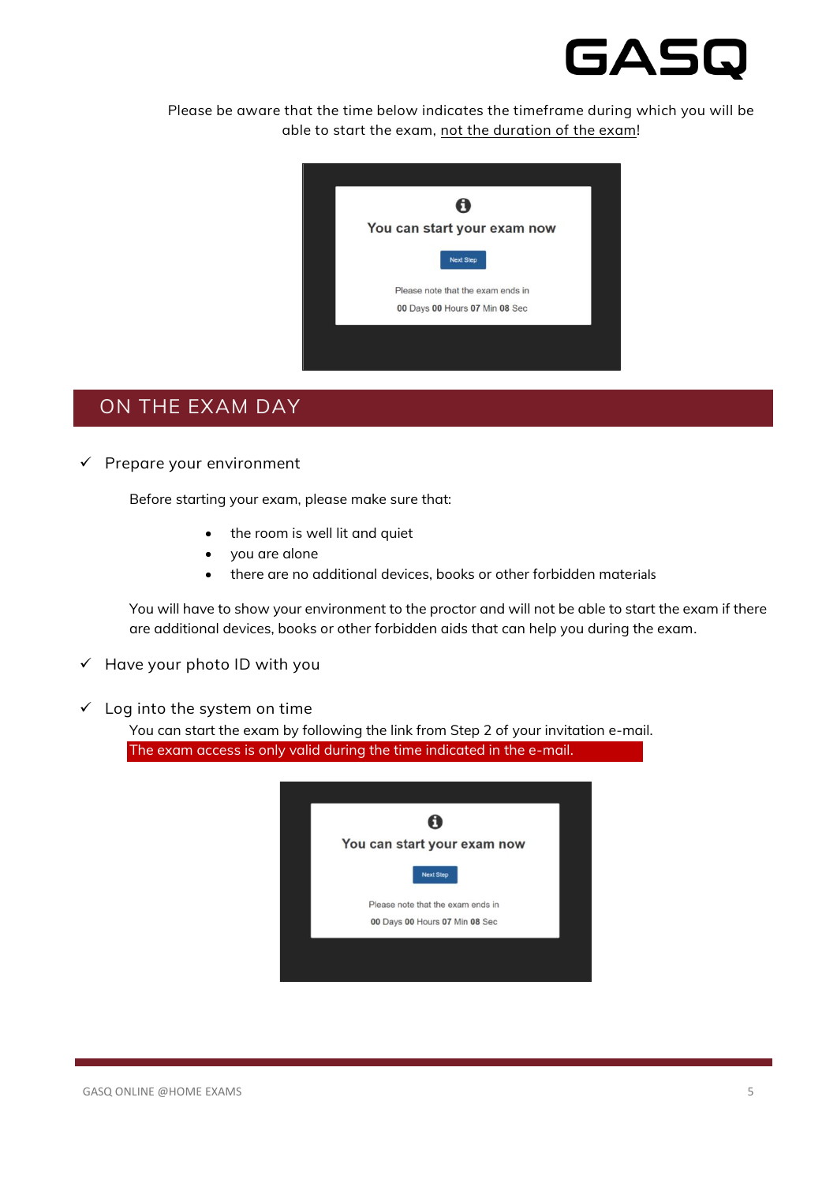Please be aware that the time below indicates the timeframe during which you will be able to start the exam, not the duration of the exam!

You can start your exam now

Next Step

Please note that the exam ends in

**00** Days **00** Hours **07** Min **08** Sec

## ON THE EXAM DAY

✓ Prepare your environment

Before starting your exam, please make sure that:

- the room is well lit and quiet
- you are alone
- there are no additional devices, books or other forbidden materials

You will have to show your environment to the proctor and will not be able to start the exam if there are additional devices, books or other forbidden aids that can help you during the exam.

✓ Have your photo ID with you

✓ Log into the system on time

You can start the exam by following the link from Step 2 of your invitation e-mail.
The exam access is only valid during the time indicated in the e-mail.

You can start your exam now

Next Step

Please note that the exam ends in

**00** Days **00** Hours **07** Min **08** Sec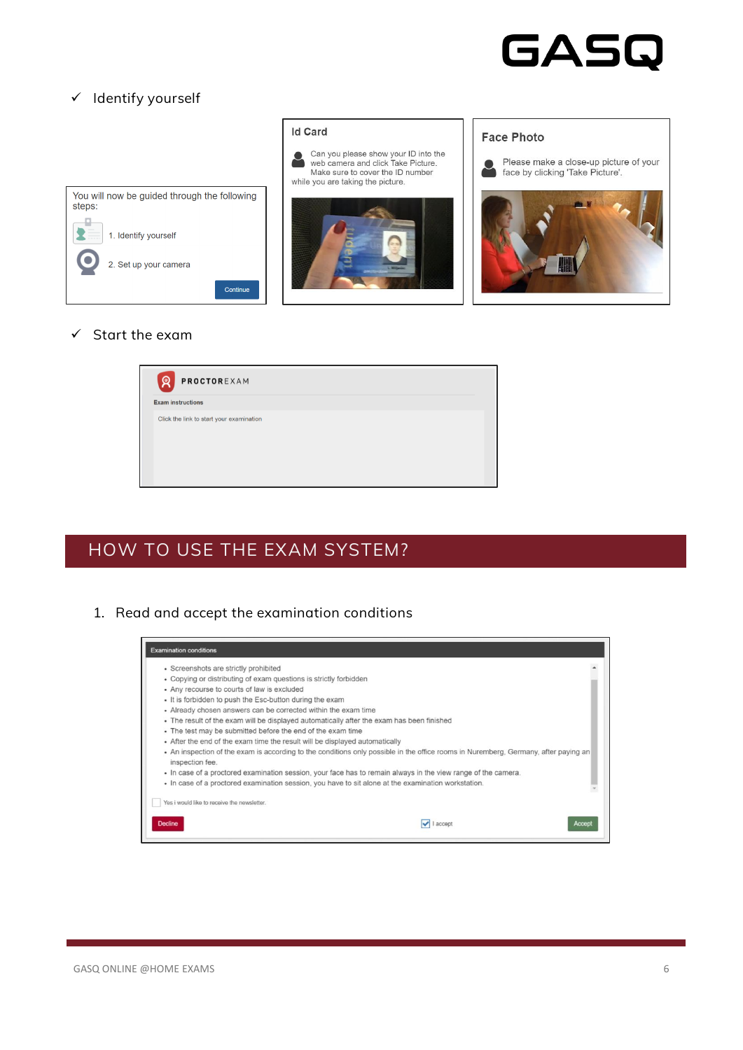✓ Identify yourself

You will now be guided through the following steps:

1. Identify yourself

2. Set up your camera

Continue

**Id Card**

Can you please show your ID into the web camera and click Take Picture. Make sure to cover the ID number while you are taking the picture.

**Face Photo**

Please make a close-up picture of your face by clicking 'Take Picture'.

✓ Start the exam

PROCTOREXAM

Exam instructions

Click the link to start your examination

## HOW TO USE THE EXAM SYSTEM?

1. Read and accept the examination conditions

Examination conditions

- Screenshots are strictly prohibited
- Copying or distributing of exam questions is strictly forbidden
- Any recourse to courts of law is excluded
- It is forbidden to push the Esc-button during the exam
- Already chosen answers can be corrected within the exam time
- The result of the exam will be displayed automatically after the exam has been finished
- The test may be submitted before the end of the exam time
- After the end of the exam time the result will be displayed automatically
- An inspection of the exam is according to the conditions only possible in the office rooms in Nuremberg, Germany, after paying an inspection fee.
- In case of a proctored examination session, your face has to remain always in the view range of the camera.
- In case of a proctored examination session, you have to sit alone at the examination workstation.

Yes i would like to receive the newsletter.

Decline | I accept | Accept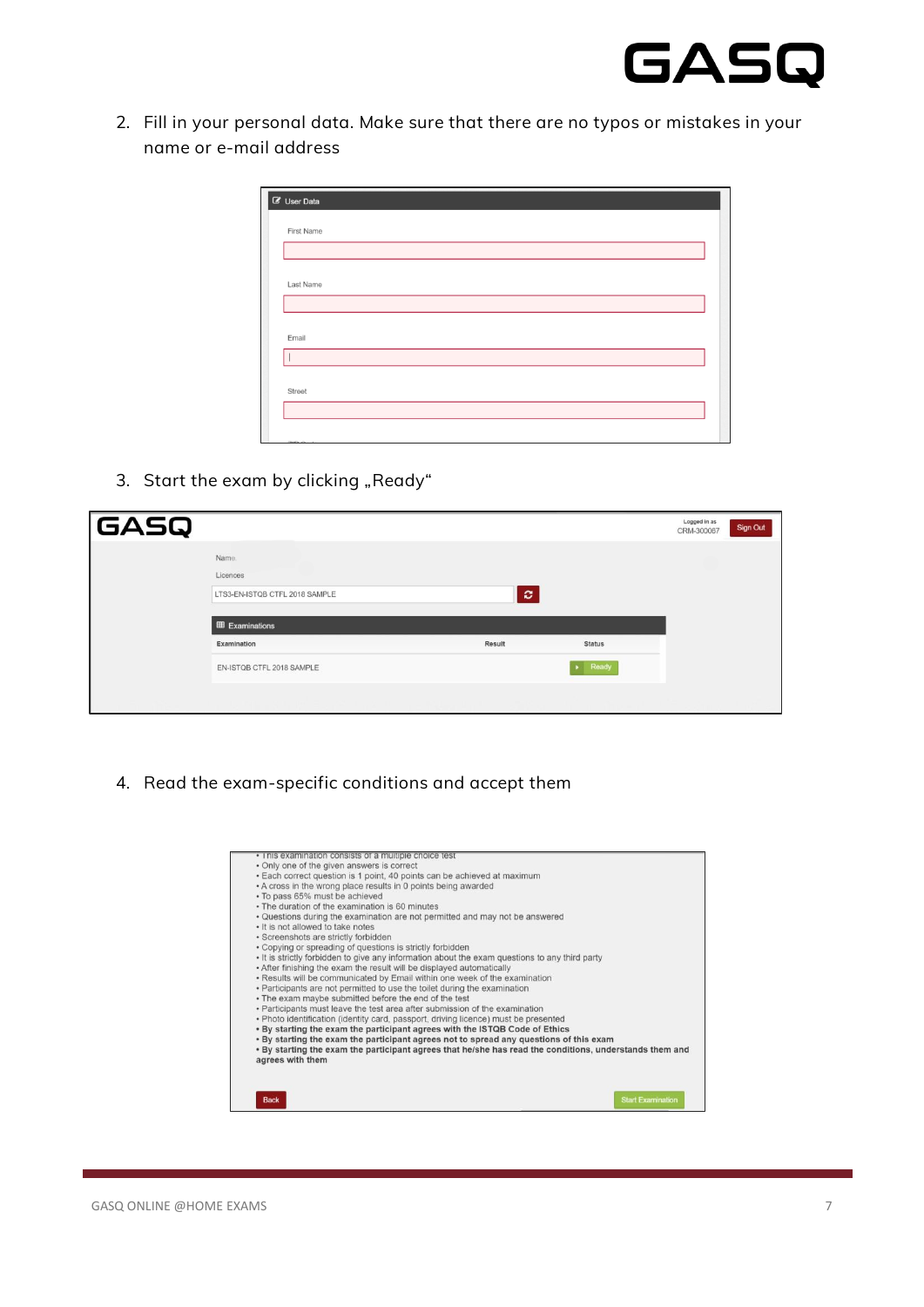2. Fill in your personal data. Make sure that there are no typos or mistakes in your name or e-mail address

User Data

First Name

Last Name

Email

Street

3. Start the exam by clicking „Ready“

GASQ

Logged in as CRM-300067 Sign Out

Name

Licences

LTS3-EN-ISTQB CTFL 2018 SAMPLE

Examinations

| Examination | Result | Status |
|---|---|---|
| EN-ISTQB CTFL 2018 SAMPLE | | Ready |

4. Read the exam-specific conditions and accept them

- This examination consists of a multiple choice test
- Only one of the given answers is correct
- Each correct question is 1 point, 40 points can be achieved at maximum
- A cross in the wrong place results in 0 points being awarded
- To pass 65% must be achieved
- The duration of the examination is 60 minutes
- Questions during the examination are not permitted and may not be answered
- It is not allowed to take notes
- Screenshots are strictly forbidden
- Copying or spreading of questions is strictly forbidden
- It is strictly forbidden to give any information about the exam questions to any third party
- After finishing the exam the result will be displayed automatically
- Results will be communicated by Email within one week of the examination
- Participants are not permitted to use the toilet during the examination
- The exam maybe submitted before the end of the test
- Participants must leave the test area after submission of the examination
- Photo identification (identity card, passport, driving licence) must be presented
- **By starting the exam the participant agrees with the ISTQB Code of Ethics**
- **By starting the exam the participant agrees not to spread any questions of this exam**
- **By starting the exam the participant agrees that he/she has read the conditions, understands them and agrees with them**

Back | Start Examination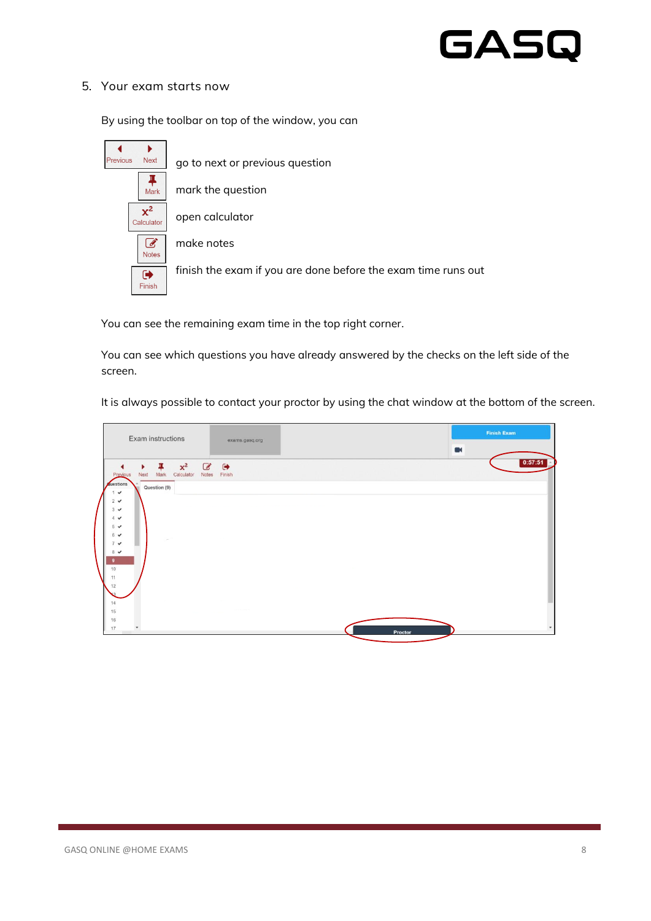## 5. Your exam starts now

By using the toolbar on top of the window, you can

| | |
|---|---|
| Previous / Next | go to next or previous question |
| Mark | mark the question |
| Calculator | open calculator |
| Notes | make notes |
| Finish | finish the exam if you are done before the exam time runs out |

You can see the remaining exam time in the top right corner.

You can see which questions you have already answered by the checks on the left side of the screen.

It is always possible to contact your proctor by using the chat window at the bottom of the screen.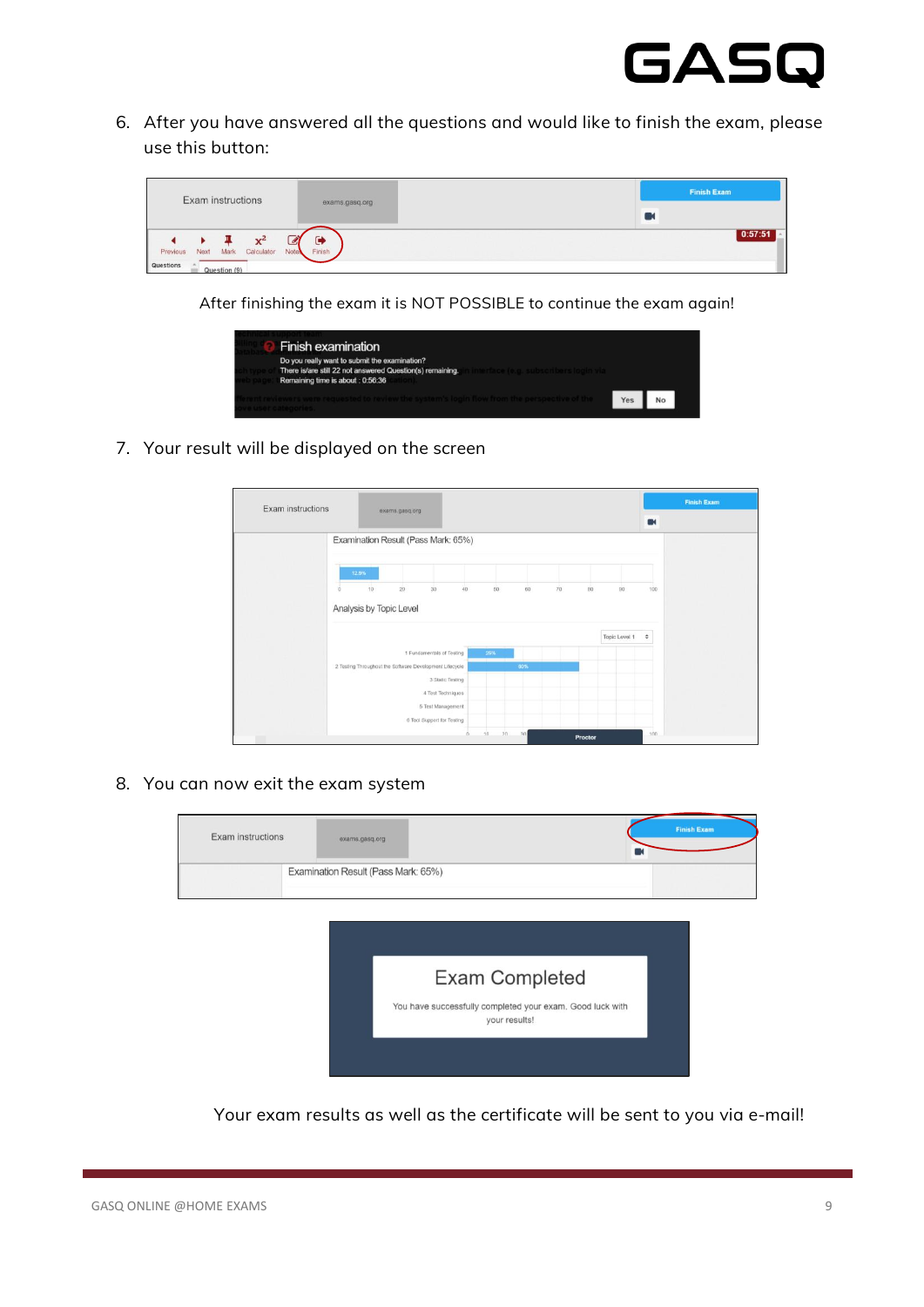6. After you have answered all the questions and would like to finish the exam, please use this button:

After finishing the exam it is NOT POSSIBLE to continue the exam again!

7. Your result will be displayed on the screen

8. You can now exit the exam system

Your exam results as well as the certificate will be sent to you via e-mail!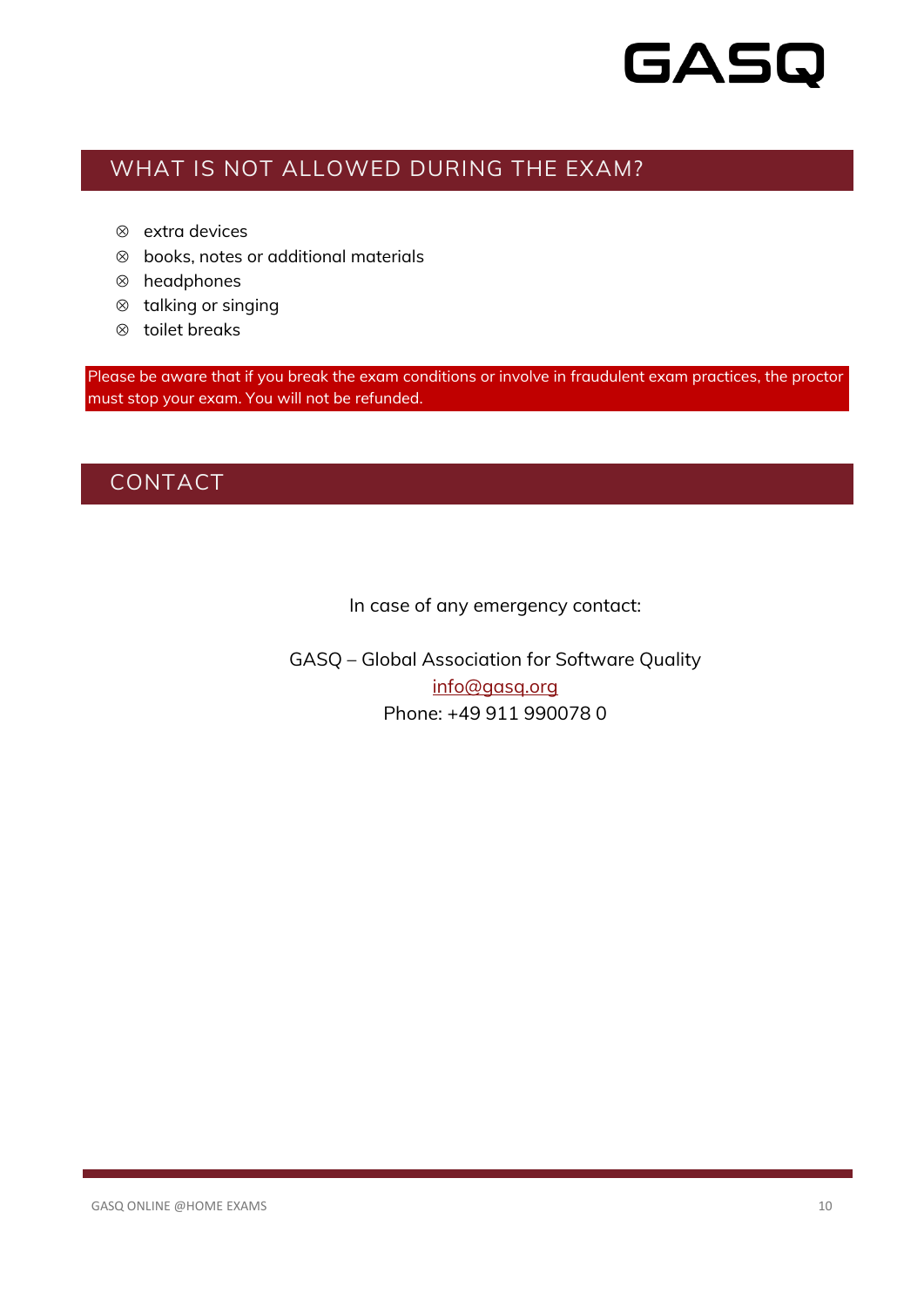## WHAT IS NOT ALLOWED DURING THE EXAM?

- ⊗ extra devices
- ⊗ books, notes or additional materials
- ⊗ headphones
- ⊗ talking or singing
- ⊗ toilet breaks

Please be aware that if you break the exam conditions or involve in fraudulent exam practices, the proctor must stop your exam. You will not be refunded.

## CONTACT

In case of any emergency contact:

GASQ – Global Association for Software Quality
info@gasq.org
Phone: +49 911 990078 0